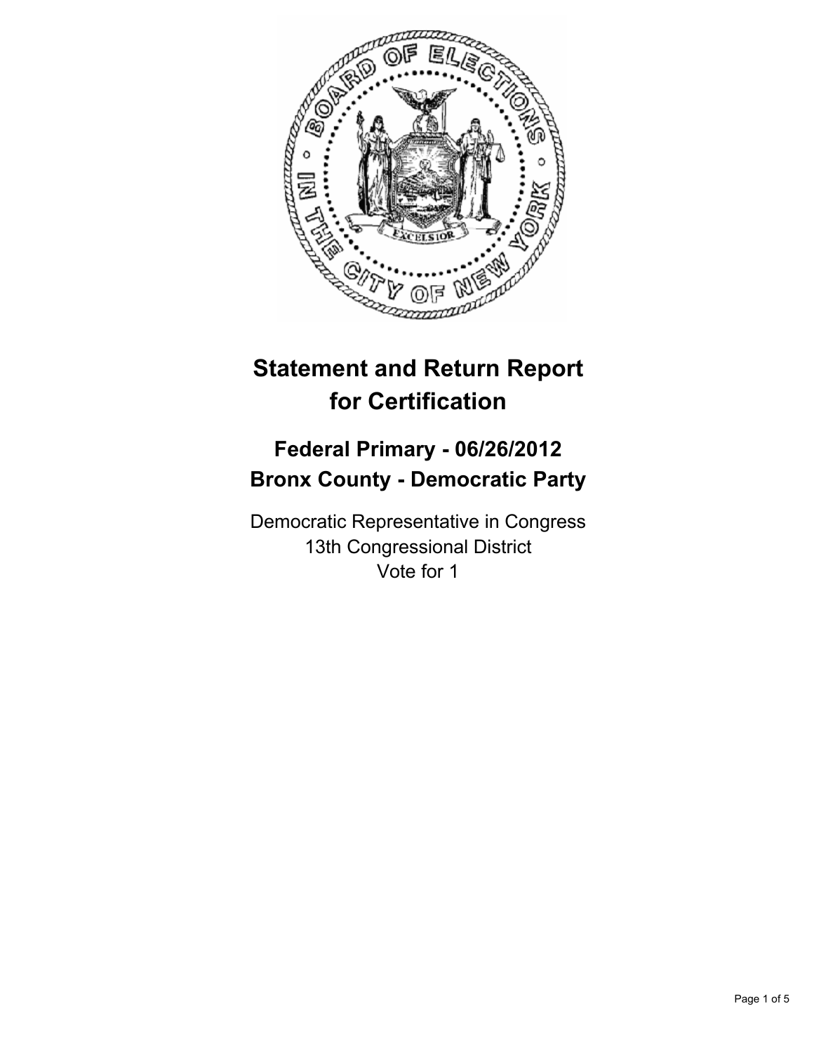# Statement and Return Report for Certification

## Federal Primary - 06/26/2012
## Bronx County - Democratic Party

Democratic Representative in Congress
13th Congressional District
Vote for 1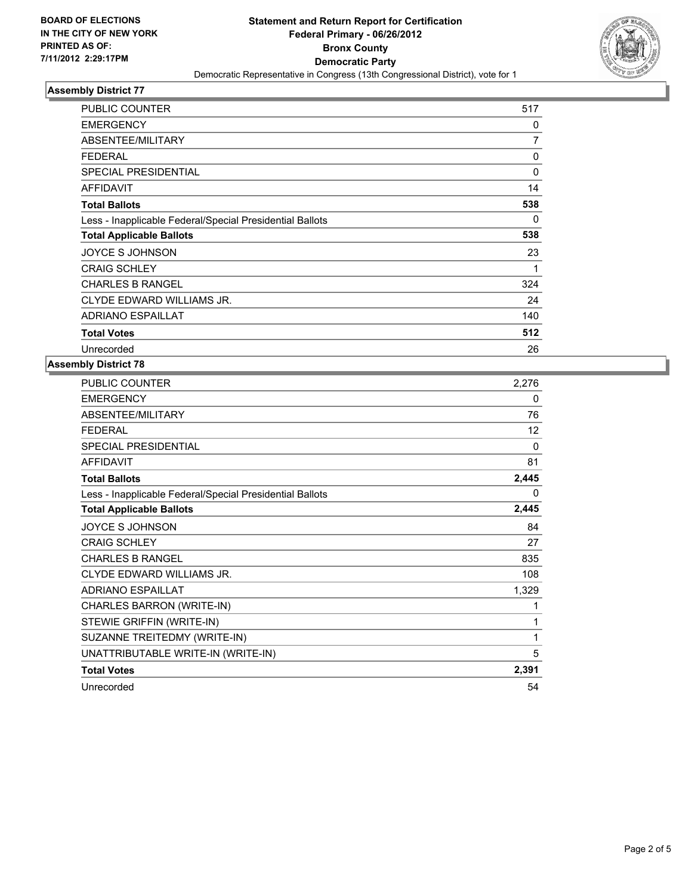BOARD OF ELECTIONS
IN THE CITY OF NEW YORK
PRINTED AS OF:
7/11/2012 2:29:17PM

# Statement and Return Report for Certification
## Federal Primary - 06/26/2012
## Bronx County
## Democratic Party

Democratic Representative in Congress (13th Congressional District), vote for 1

### Assembly District 77

| | |
|---|---|
| PUBLIC COUNTER | 517 |
| EMERGENCY | 0 |
| ABSENTEE/MILITARY | 7 |
| FEDERAL | 0 |
| SPECIAL PRESIDENTIAL | 0 |
| AFFIDAVIT | 14 |
| **Total Ballots** | **538** |
| Less - Inapplicable Federal/Special Presidential Ballots | 0 |
| **Total Applicable Ballots** | **538** |
| JOYCE S JOHNSON | 23 |
| CRAIG SCHLEY | 1 |
| CHARLES B RANGEL | 324 |
| CLYDE EDWARD WILLIAMS JR. | 24 |
| ADRIANO ESPAILLAT | 140 |
| **Total Votes** | **512** |
| Unrecorded | 26 |

### Assembly District 78

| | |
|---|---|
| PUBLIC COUNTER | 2,276 |
| EMERGENCY | 0 |
| ABSENTEE/MILITARY | 76 |
| FEDERAL | 12 |
| SPECIAL PRESIDENTIAL | 0 |
| AFFIDAVIT | 81 |
| **Total Ballots** | **2,445** |
| Less - Inapplicable Federal/Special Presidential Ballots | 0 |
| **Total Applicable Ballots** | **2,445** |
| JOYCE S JOHNSON | 84 |
| CRAIG SCHLEY | 27 |
| CHARLES B RANGEL | 835 |
| CLYDE EDWARD WILLIAMS JR. | 108 |
| ADRIANO ESPAILLAT | 1,329 |
| CHARLES BARRON (WRITE-IN) | 1 |
| STEWIE GRIFFIN (WRITE-IN) | 1 |
| SUZANNE TREITEDMY (WRITE-IN) | 1 |
| UNATTRIBUTABLE WRITE-IN (WRITE-IN) | 5 |
| **Total Votes** | **2,391** |
| Unrecorded | 54 |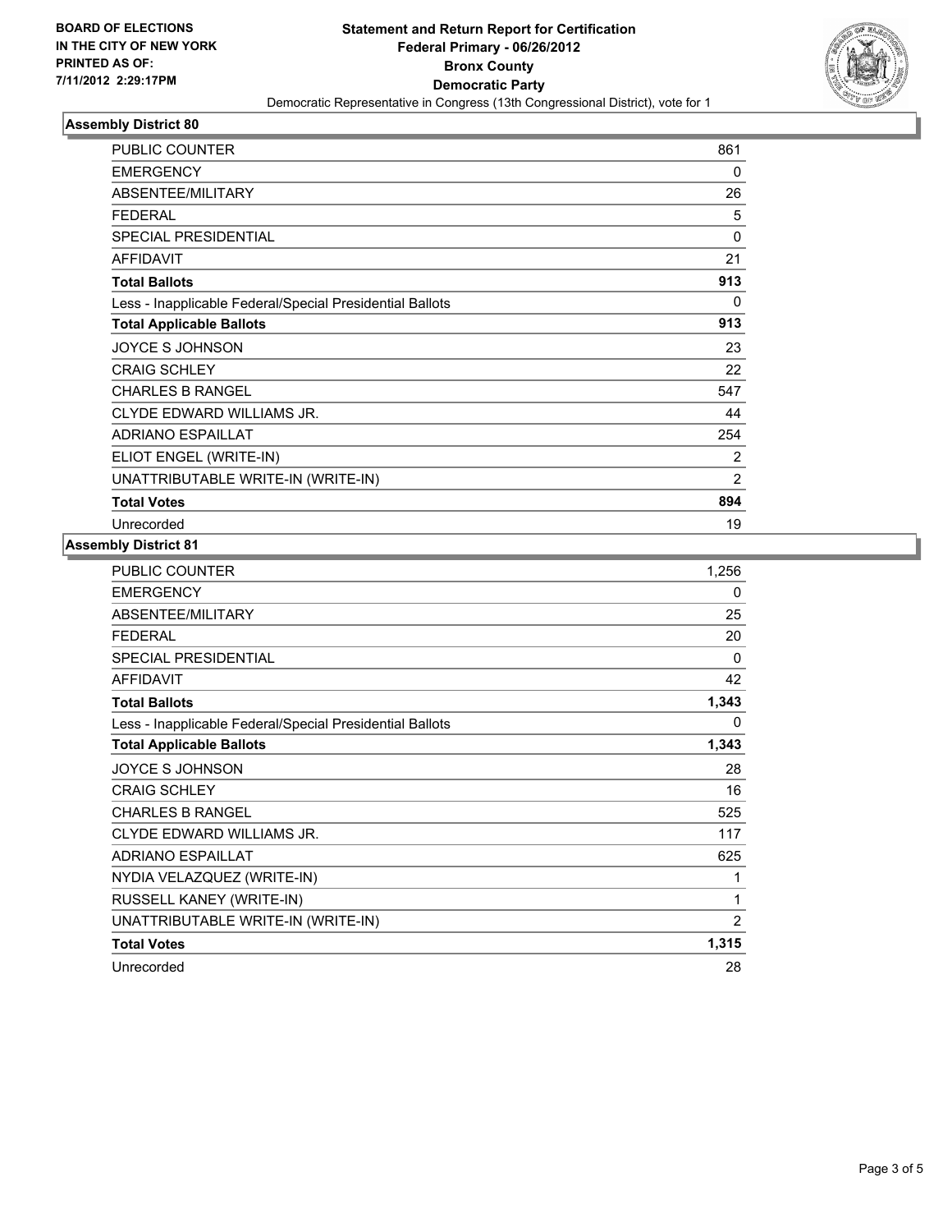**BOARD OF ELECTIONS IN THE CITY OF NEW YORK PRINTED AS OF: 7/11/2012 2:29:17PM**

# Statement and Return Report for Certification
## Federal Primary - 06/26/2012
## Bronx County
## Democratic Party
Democratic Representative in Congress (13th Congressional District), vote for 1

### Assembly District 80

| | |
|---|---|
| PUBLIC COUNTER | 861 |
| EMERGENCY | 0 |
| ABSENTEE/MILITARY | 26 |
| FEDERAL | 5 |
| SPECIAL PRESIDENTIAL | 0 |
| AFFIDAVIT | 21 |
| **Total Ballots** | **913** |
| Less - Inapplicable Federal/Special Presidential Ballots | 0 |
| **Total Applicable Ballots** | **913** |
| JOYCE S JOHNSON | 23 |
| CRAIG SCHLEY | 22 |
| CHARLES B RANGEL | 547 |
| CLYDE EDWARD WILLIAMS JR. | 44 |
| ADRIANO ESPAILLAT | 254 |
| ELIOT ENGEL (WRITE-IN) | 2 |
| UNATTRIBUTABLE WRITE-IN (WRITE-IN) | 2 |
| **Total Votes** | **894** |
| Unrecorded | 19 |

### Assembly District 81

| | |
|---|---|
| PUBLIC COUNTER | 1,256 |
| EMERGENCY | 0 |
| ABSENTEE/MILITARY | 25 |
| FEDERAL | 20 |
| SPECIAL PRESIDENTIAL | 0 |
| AFFIDAVIT | 42 |
| **Total Ballots** | **1,343** |
| Less - Inapplicable Federal/Special Presidential Ballots | 0 |
| **Total Applicable Ballots** | **1,343** |
| JOYCE S JOHNSON | 28 |
| CRAIG SCHLEY | 16 |
| CHARLES B RANGEL | 525 |
| CLYDE EDWARD WILLIAMS JR. | 117 |
| ADRIANO ESPAILLAT | 625 |
| NYDIA VELAZQUEZ (WRITE-IN) | 1 |
| RUSSELL KANEY (WRITE-IN) | 1 |
| UNATTRIBUTABLE WRITE-IN (WRITE-IN) | 2 |
| **Total Votes** | **1,315** |
| Unrecorded | 28 |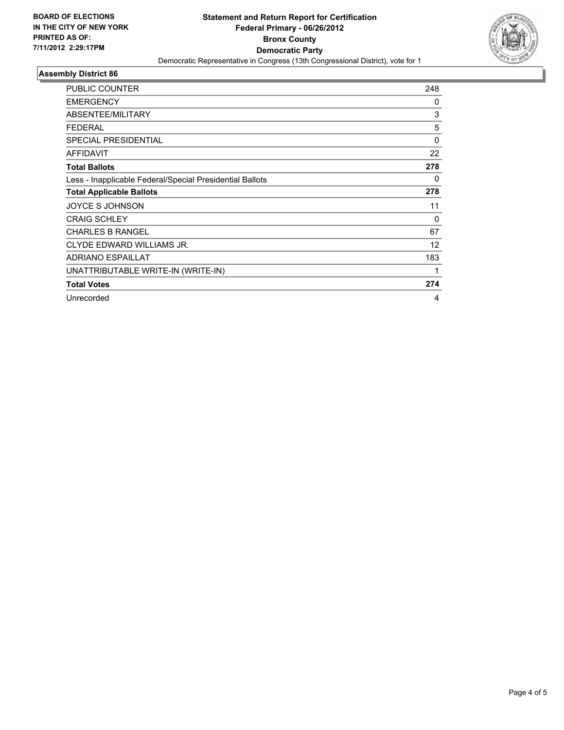**BOARD OF ELECTIONS IN THE CITY OF NEW YORK PRINTED AS OF: 7/11/2012 2:29:17PM**

# Statement and Return Report for Certification Federal Primary - 06/26/2012 Bronx County Democratic Party

Democratic Representative in Congress (13th Congressional District), vote for 1

## Assembly District 86

| | |
|---|---|
| PUBLIC COUNTER | 248 |
| EMERGENCY | 0 |
| ABSENTEE/MILITARY | 3 |
| FEDERAL | 5 |
| SPECIAL PRESIDENTIAL | 0 |
| AFFIDAVIT | 22 |
| **Total Ballots** | **278** |
| Less - Inapplicable Federal/Special Presidential Ballots | 0 |
| **Total Applicable Ballots** | **278** |
| JOYCE S JOHNSON | 11 |
| CRAIG SCHLEY | 0 |
| CHARLES B RANGEL | 67 |
| CLYDE EDWARD WILLIAMS JR. | 12 |
| ADRIANO ESPAILLAT | 183 |
| UNATTRIBUTABLE WRITE-IN (WRITE-IN) | 1 |
| **Total Votes** | **274** |
| Unrecorded | 4 |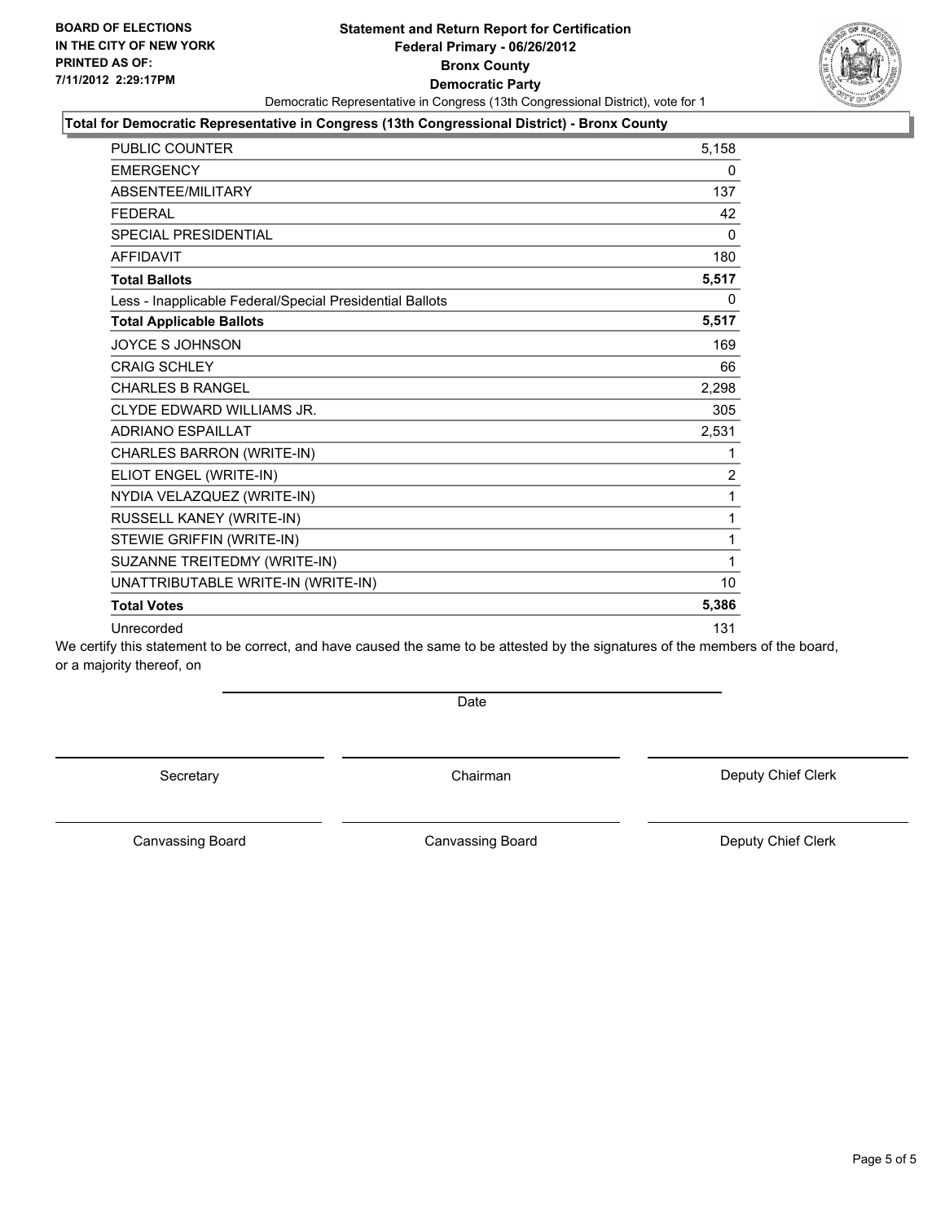**BOARD OF ELECTIONS IN THE CITY OF NEW YORK PRINTED AS OF: 7/11/2012 2:29:17PM**

**Statement and Return Report for Certification**
**Federal Primary - 06/26/2012**
**Bronx County**
**Democratic Party**

Democratic Representative in Congress (13th Congressional District), vote for 1

**Total for Democratic Representative in Congress (13th Congressional District) - Bronx County**

| | |
|---|---|
| PUBLIC COUNTER | 5,158 |
| EMERGENCY | 0 |
| ABSENTEE/MILITARY | 137 |
| FEDERAL | 42 |
| SPECIAL PRESIDENTIAL | 0 |
| AFFIDAVIT | 180 |
| **Total Ballots** | **5,517** |
| Less - Inapplicable Federal/Special Presidential Ballots | 0 |
| **Total Applicable Ballots** | **5,517** |
| JOYCE S JOHNSON | 169 |
| CRAIG SCHLEY | 66 |
| CHARLES B RANGEL | 2,298 |
| CLYDE EDWARD WILLIAMS JR. | 305 |
| ADRIANO ESPAILLAT | 2,531 |
| CHARLES BARRON (WRITE-IN) | 1 |
| ELIOT ENGEL (WRITE-IN) | 2 |
| NYDIA VELAZQUEZ (WRITE-IN) | 1 |
| RUSSELL KANEY (WRITE-IN) | 1 |
| STEWIE GRIFFIN (WRITE-IN) | 1 |
| SUZANNE TREITEDMY (WRITE-IN) | 1 |
| UNATTRIBUTABLE WRITE-IN (WRITE-IN) | 10 |
| **Total Votes** | **5,386** |
| Unrecorded | 131 |

We certify this statement to be correct, and have caused the same to be attested by the signatures of the members of the board, or a majority thereof, on

Date

Secretary          Chairman          Deputy Chief Clerk

Canvassing Board          Canvassing Board          Deputy Chief Clerk